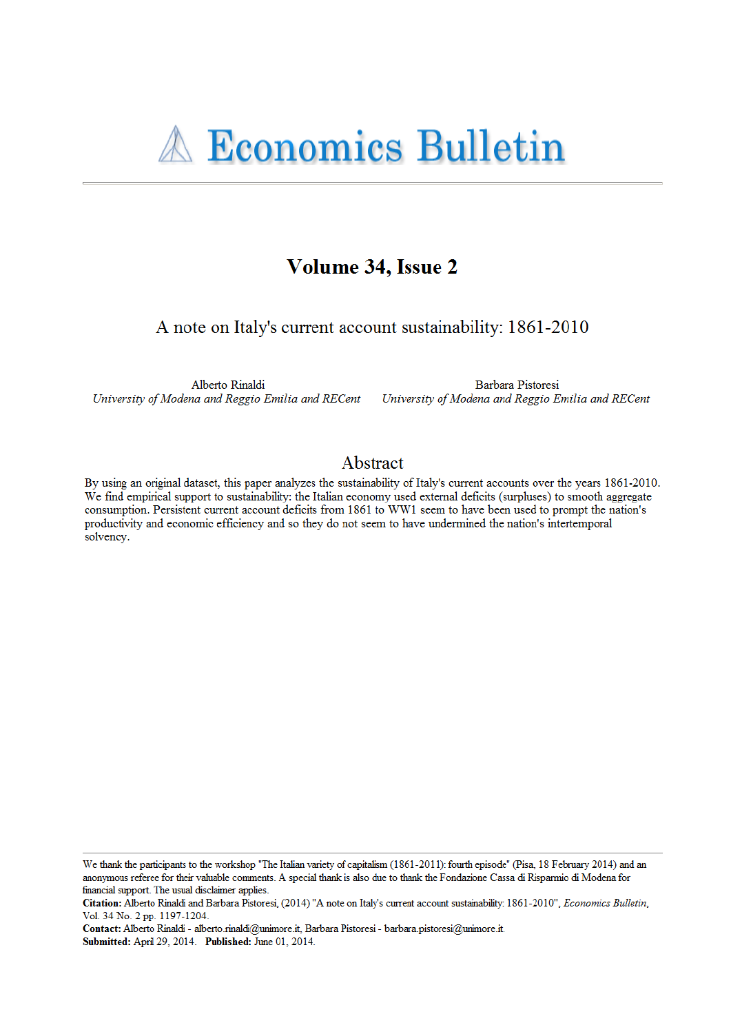# Economics Bulletin

## Volume 34, Issue 2

### A note on Italy's current account sustainability: 1861-2010

Alberto Rinaldi
*University of Modena and Reggio Emilia and RECent*

Barbara Pistoresi
*University of Modena and Reggio Emilia and RECent*

## Abstract

By using an original dataset, this paper analyzes the sustainability of Italy's current accounts over the years 1861-2010. We find empirical support to sustainability: the Italian economy used external deficits (surpluses) to smooth aggregate consumption. Persistent current account deficits from 1861 to WW1 seem to have been used to prompt the nation's productivity and economic efficiency and so they do not seem to have undermined the nation's intertemporal solvency.

---

We thank the participants to the workshop "The Italian variety of capitalism (1861-2011): fourth episode" (Pisa, 18 February 2014) and an anonymous referee for their valuable comments. A special thank is also due to thank the Fondazione Cassa di Risparmio di Modena for financial support. The usual disclaimer applies.
**Citation:** Alberto Rinaldi and Barbara Pistoresi, (2014) "A note on Italy's current account sustainability: 1861-2010", *Economics Bulletin*, Vol. 34 No. 2 pp. 1197-1204.
**Contact:** Alberto Rinaldi - alberto.rinaldi@unimore.it, Barbara Pistoresi - barbara.pistoresi@unimore.it.
**Submitted:** April 29, 2014. **Published:** June 01, 2014.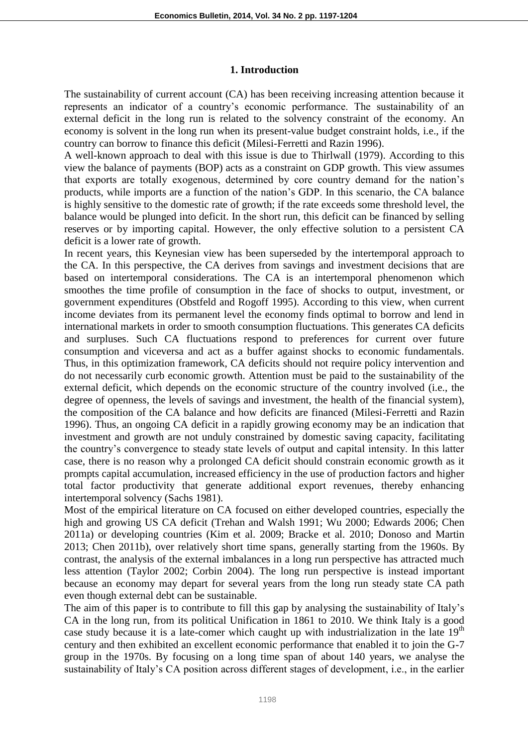## 1. Introduction

The sustainability of current account (CA) has been receiving increasing attention because it represents an indicator of a country's economic performance. The sustainability of an external deficit in the long run is related to the solvency constraint of the economy. An economy is solvent in the long run when its present-value budget constraint holds, i.e., if the country can borrow to finance this deficit (Milesi-Ferretti and Razin 1996).

A well-known approach to deal with this issue is due to Thirlwall (1979). According to this view the balance of payments (BOP) acts as a constraint on GDP growth. This view assumes that exports are totally exogenous, determined by core country demand for the nation's products, while imports are a function of the nation's GDP. In this scenario, the CA balance is highly sensitive to the domestic rate of growth; if the rate exceeds some threshold level, the balance would be plunged into deficit. In the short run, this deficit can be financed by selling reserves or by importing capital. However, the only effective solution to a persistent CA deficit is a lower rate of growth.

In recent years, this Keynesian view has been superseded by the intertemporal approach to the CA. In this perspective, the CA derives from savings and investment decisions that are based on intertemporal considerations. The CA is an intertemporal phenomenon which smoothes the time profile of consumption in the face of shocks to output, investment, or government expenditures (Obstfeld and Rogoff 1995). According to this view, when current income deviates from its permanent level the economy finds optimal to borrow and lend in international markets in order to smooth consumption fluctuations. This generates CA deficits and surpluses. Such CA fluctuations respond to preferences for current over future consumption and viceversa and act as a buffer against shocks to economic fundamentals. Thus, in this optimization framework, CA deficits should not require policy intervention and do not necessarily curb economic growth. Attention must be paid to the sustainability of the external deficit, which depends on the economic structure of the country involved (i.e., the degree of openness, the levels of savings and investment, the health of the financial system), the composition of the CA balance and how deficits are financed (Milesi-Ferretti and Razin 1996). Thus, an ongoing CA deficit in a rapidly growing economy may be an indication that investment and growth are not unduly constrained by domestic saving capacity, facilitating the country's convergence to steady state levels of output and capital intensity. In this latter case, there is no reason why a prolonged CA deficit should constrain economic growth as it prompts capital accumulation, increased efficiency in the use of production factors and higher total factor productivity that generate additional export revenues, thereby enhancing intertemporal solvency (Sachs 1981).

Most of the empirical literature on CA focused on either developed countries, especially the high and growing US CA deficit (Trehan and Walsh 1991; Wu 2000; Edwards 2006; Chen 2011a) or developing countries (Kim et al. 2009; Bracke et al. 2010; Donoso and Martin 2013; Chen 2011b), over relatively short time spans, generally starting from the 1960s. By contrast, the analysis of the external imbalances in a long run perspective has attracted much less attention (Taylor 2002; Corbin 2004). The long run perspective is instead important because an economy may depart for several years from the long run steady state CA path even though external debt can be sustainable.

The aim of this paper is to contribute to fill this gap by analysing the sustainability of Italy's CA in the long run, from its political Unification in 1861 to 2010. We think Italy is a good case study because it is a late-comer which caught up with industrialization in the late 19th century and then exhibited an excellent economic performance that enabled it to join the G-7 group in the 1970s. By focusing on a long time span of about 140 years, we analyse the sustainability of Italy's CA position across different stages of development, i.e., in the earlier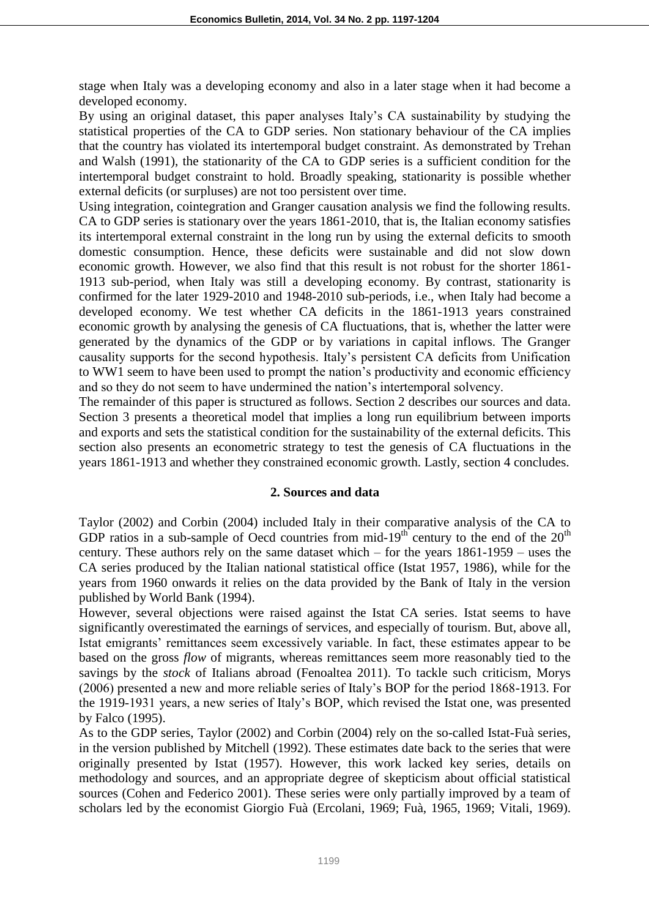stage when Italy was a developing economy and also in a later stage when it had become a developed economy.

By using an original dataset, this paper analyses Italy's CA sustainability by studying the statistical properties of the CA to GDP series. Non stationary behaviour of the CA implies that the country has violated its intertemporal budget constraint. As demonstrated by Trehan and Walsh (1991), the stationarity of the CA to GDP series is a sufficient condition for the intertemporal budget constraint to hold. Broadly speaking, stationarity is possible whether external deficits (or surpluses) are not too persistent over time.

Using integration, cointegration and Granger causation analysis we find the following results. CA to GDP series is stationary over the years 1861-2010, that is, the Italian economy satisfies its intertemporal external constraint in the long run by using the external deficits to smooth domestic consumption. Hence, these deficits were sustainable and did not slow down economic growth. However, we also find that this result is not robust for the shorter 1861-1913 sub-period, when Italy was still a developing economy. By contrast, stationarity is confirmed for the later 1929-2010 and 1948-2010 sub-periods, i.e., when Italy had become a developed economy. We test whether CA deficits in the 1861-1913 years constrained economic growth by analysing the genesis of CA fluctuations, that is, whether the latter were generated by the dynamics of the GDP or by variations in capital inflows. The Granger causality supports for the second hypothesis. Italy's persistent CA deficits from Unification to WW1 seem to have been used to prompt the nation's productivity and economic efficiency and so they do not seem to have undermined the nation's intertemporal solvency.

The remainder of this paper is structured as follows. Section 2 describes our sources and data. Section 3 presents a theoretical model that implies a long run equilibrium between imports and exports and sets the statistical condition for the sustainability of the external deficits. This section also presents an econometric strategy to test the genesis of CA fluctuations in the years 1861-1913 and whether they constrained economic growth. Lastly, section 4 concludes.

## 2. Sources and data

Taylor (2002) and Corbin (2004) included Italy in their comparative analysis of the CA to GDP ratios in a sub-sample of Oecd countries from mid-19th century to the end of the 20th century. These authors rely on the same dataset which – for the years 1861-1959 – uses the CA series produced by the Italian national statistical office (Istat 1957, 1986), while for the years from 1960 onwards it relies on the data provided by the Bank of Italy in the version published by World Bank (1994).

However, several objections were raised against the Istat CA series. Istat seems to have significantly overestimated the earnings of services, and especially of tourism. But, above all, Istat emigrants' remittances seem excessively variable. In fact, these estimates appear to be based on the gross *flow* of migrants, whereas remittances seem more reasonably tied to the savings by the *stock* of Italians abroad (Fenoaltea 2011). To tackle such criticism, Morys (2006) presented a new and more reliable series of Italy's BOP for the period 1868-1913. For the 1919-1931 years, a new series of Italy's BOP, which revised the Istat one, was presented by Falco (1995).

As to the GDP series, Taylor (2002) and Corbin (2004) rely on the so-called Istat-Fuà series, in the version published by Mitchell (1992). These estimates date back to the series that were originally presented by Istat (1957). However, this work lacked key series, details on methodology and sources, and an appropriate degree of skepticism about official statistical sources (Cohen and Federico 2001). These series were only partially improved by a team of scholars led by the economist Giorgio Fuà (Ercolani, 1969; Fuà, 1965, 1969; Vitali, 1969).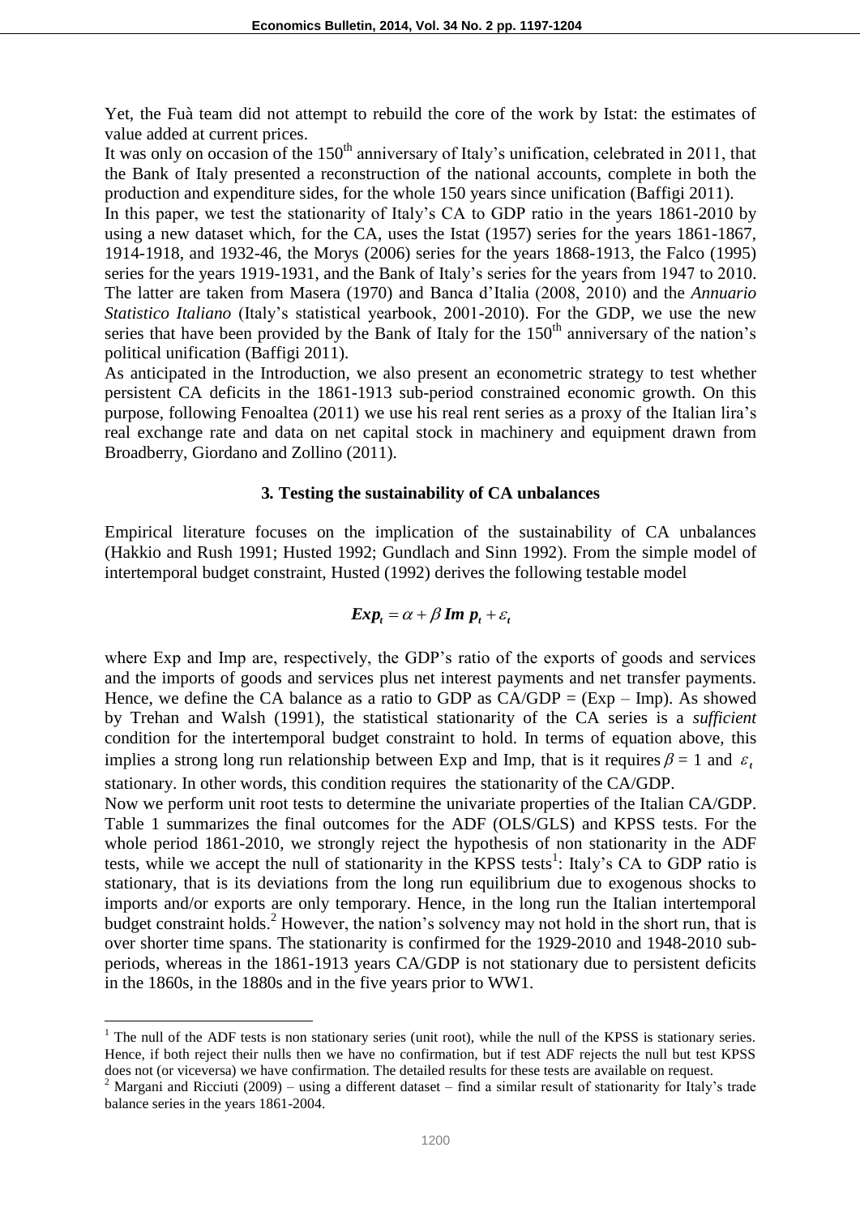Yet, the Fuà team did not attempt to rebuild the core of the work by Istat: the estimates of value added at current prices.

It was only on occasion of the 150th anniversary of Italy's unification, celebrated in 2011, that the Bank of Italy presented a reconstruction of the national accounts, complete in both the production and expenditure sides, for the whole 150 years since unification (Baffigi 2011).

In this paper, we test the stationarity of Italy's CA to GDP ratio in the years 1861-2010 by using a new dataset which, for the CA, uses the Istat (1957) series for the years 1861-1867, 1914-1918, and 1932-46, the Morys (2006) series for the years 1868-1913, the Falco (1995) series for the years 1919-1931, and the Bank of Italy's series for the years from 1947 to 2010. The latter are taken from Masera (1970) and Banca d'Italia (2008, 2010) and the *Annuario Statistico Italiano* (Italy's statistical yearbook, 2001-2010). For the GDP, we use the new series that have been provided by the Bank of Italy for the 150th anniversary of the nation's political unification (Baffigi 2011).

As anticipated in the Introduction, we also present an econometric strategy to test whether persistent CA deficits in the 1861-1913 sub-period constrained economic growth. On this purpose, following Fenoaltea (2011) we use his real rent series as a proxy of the Italian lira's real exchange rate and data on net capital stock in machinery and equipment drawn from Broadberry, Giordano and Zollino (2011).

### 3. Testing the sustainability of CA unbalances

Empirical literature focuses on the implication of the sustainability of CA unbalances (Hakkio and Rush 1991; Husted 1992; Gundlach and Sinn 1992). From the simple model of intertemporal budget constraint, Husted (1992) derives the following testable model

$$\boldsymbol{Exp_t} = \alpha + \beta\, \boldsymbol{Imp_t} + \varepsilon_t$$

where Exp and Imp are, respectively, the GDP's ratio of the exports of goods and services and the imports of goods and services plus net interest payments and net transfer payments. Hence, we define the CA balance as a ratio to GDP as CA/GDP = (Exp – Imp). As showed by Trehan and Walsh (1991), the statistical stationarity of the CA series is a *sufficient* condition for the intertemporal budget constraint to hold. In terms of equation above, this implies a strong long run relationship between Exp and Imp, that is it requires $\beta = 1$ and $\varepsilon_t$ stationary. In other words, this condition requires the stationarity of the CA/GDP.

Now we perform unit root tests to determine the univariate properties of the Italian CA/GDP. Table 1 summarizes the final outcomes for the ADF (OLS/GLS) and KPSS tests. For the whole period 1861-2010, we strongly reject the hypothesis of non stationarity in the ADF tests, while we accept the null of stationarity in the KPSS tests[1]: Italy's CA to GDP ratio is stationary, that is its deviations from the long run equilibrium due to exogenous shocks to imports and/or exports are only temporary. Hence, in the long run the Italian intertemporal budget constraint holds.[2] However, the nation's solvency may not hold in the short run, that is over shorter time spans. The stationarity is confirmed for the 1929-2010 and 1948-2010 sub-periods, whereas in the 1861-1913 years CA/GDP is not stationary due to persistent deficits in the 1860s, in the 1880s and in the five years prior to WW1.

---

[1] The null of the ADF tests is non stationary series (unit root), while the null of the KPSS is stationary series. Hence, if both reject their nulls then we have no confirmation, but if test ADF rejects the null but test KPSS does not (or viceversa) we have confirmation. The detailed results for these tests are available on request.

[2] Margani and Ricciuti (2009) – using a different dataset – find a similar result of stationarity for Italy's trade balance series in the years 1861-2004.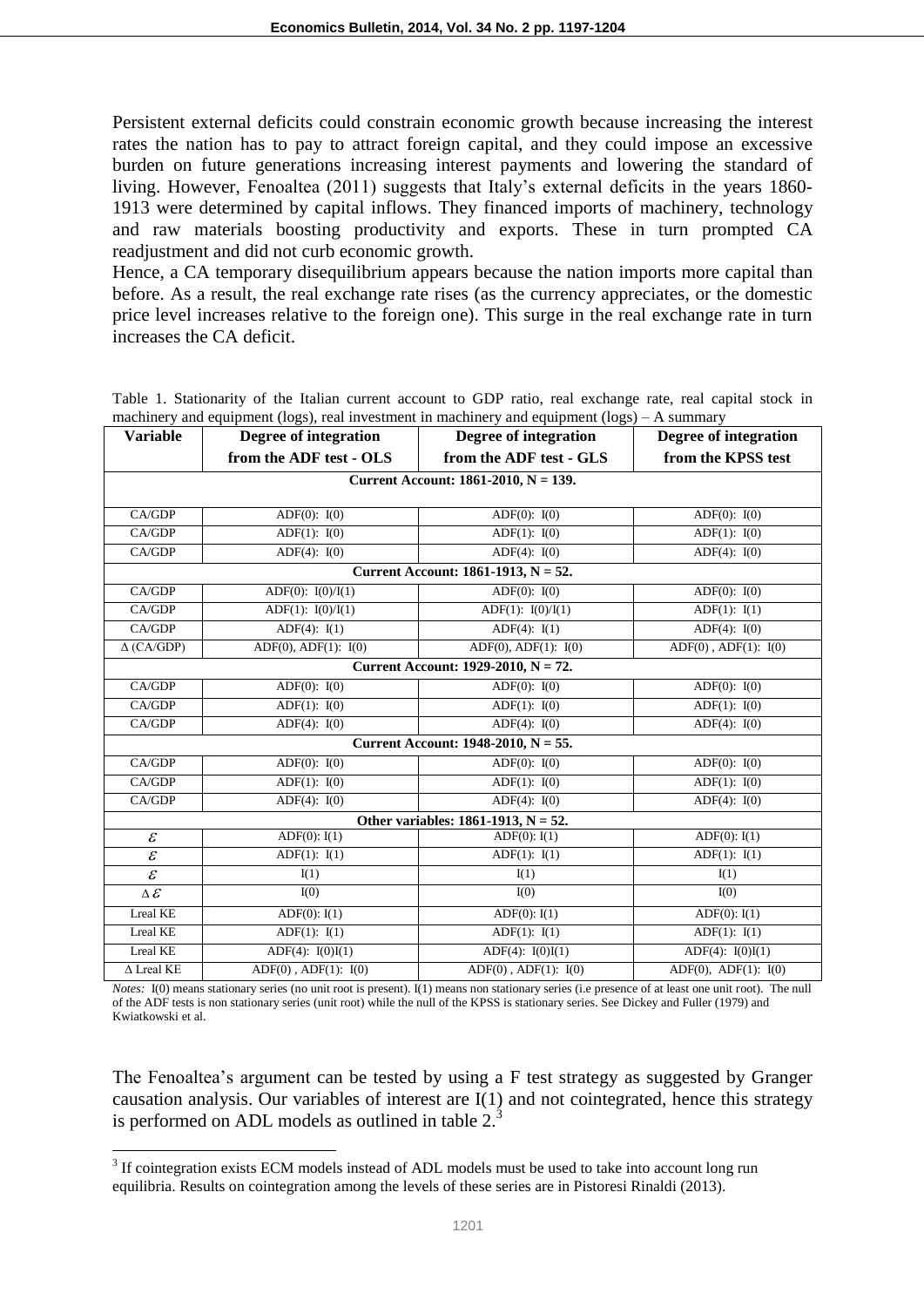Persistent external deficits could constrain economic growth because increasing the interest rates the nation has to pay to attract foreign capital, and they could impose an excessive burden on future generations increasing interest payments and lowering the standard of living. However, Fenoaltea (2011) suggests that Italy's external deficits in the years 1860-1913 were determined by capital inflows. They financed imports of machinery, technology and raw materials boosting productivity and exports. These in turn prompted CA readjustment and did not curb economic growth.

Hence, a CA temporary disequilibrium appears because the nation imports more capital than before. As a result, the real exchange rate rises (as the currency appreciates, or the domestic price level increases relative to the foreign one). This surge in the real exchange rate in turn increases the CA deficit.

Table 1. Stationarity of the Italian current account to GDP ratio, real exchange rate, real capital stock in machinery and equipment (logs), real investment in machinery and equipment (logs) – A summary

| Variable | Degree of integration from the ADF test - OLS | Degree of integration from the ADF test - GLS | Degree of integration from the KPSS test |
|---|---|---|---|
| **Current Account: 1861-2010, N = 139.** | | | |
| CA/GDP | ADF(0): I(0) | ADF(0): I(0) | ADF(0): I(0) |
| CA/GDP | ADF(1): I(0) | ADF(1): I(0) | ADF(1): I(0) |
| CA/GDP | ADF(4): I(0) | ADF(4): I(0) | ADF(4): I(0) |
| **Current Account: 1861-1913, N = 52.** | | | |
| CA/GDP | ADF(0): I(0)/I(1) | ADF(0): I(0) | ADF(0): I(0) |
| CA/GDP | ADF(1): I(0)/I(1) | ADF(1): I(0)/I(1) | ADF(1): I(1) |
| CA/GDP | ADF(4): I(1) | ADF(4): I(1) | ADF(4): I(0) |
| $\Delta$ (CA/GDP) | ADF(0), ADF(1): I(0) | ADF(0), ADF(1): I(0) | ADF(0) , ADF(1): I(0) |
| **Current Account: 1929-2010, N = 72.** | | | |
| CA/GDP | ADF(0): I(0) | ADF(0): I(0) | ADF(0): I(0) |
| CA/GDP | ADF(1): I(0) | ADF(1): I(0) | ADF(1): I(0) |
| CA/GDP | ADF(4): I(0) | ADF(4): I(0) | ADF(4): I(0) |
| **Current Account: 1948-2010, N = 55.** | | | |
| CA/GDP | ADF(0): I(0) | ADF(0): I(0) | ADF(0): I(0) |
| CA/GDP | ADF(1): I(0) | ADF(1): I(0) | ADF(1): I(0) |
| CA/GDP | ADF(4): I(0) | ADF(4): I(0) | ADF(4): I(0) |
| **Other variables: 1861-1913, N = 52.** | | | |
| $\varepsilon$ | ADF(0): I(1) | ADF(0): I(1) | ADF(0): I(1) |
| $\varepsilon$ | ADF(1): I(1) | ADF(1): I(1) | ADF(1): I(1) |
| $\varepsilon$ | I(1) | I(1) | I(1) |
| $\Delta\,\varepsilon$ | I(0) | I(0) | I(0) |
| Lreal KE | ADF(0): I(1) | ADF(0): I(1) | ADF(0): I(1) |
| Lreal KE | ADF(1): I(1) | ADF(1): I(1) | ADF(1): I(1) |
| Lreal KE | ADF(4): I(0)I(1) | ADF(4): I(0)I(1) | ADF(4): I(0)I(1) |
| $\Delta$ Lreal KE | ADF(0) , ADF(1): I(0) | ADF(0) , ADF(1): I(0) | ADF(0), ADF(1): I(0) |

*Notes:* I(0) means stationary series (no unit root is present). I(1) means non stationary series (i.e presence of at least one unit root). The null of the ADF tests is non stationary series (unit root) while the null of the KPSS is stationary series. See Dickey and Fuller (1979) and Kwiatkowski et al.

The Fenoaltea's argument can be tested by using a F test strategy as suggested by Granger causation analysis. Our variables of interest are I(1) and not cointegrated, hence this strategy is performed on ADL models as outlined in table 2.[3]

[3] If cointegration exists ECM models instead of ADL models must be used to take into account long run equilibria. Results on cointegration among the levels of these series are in Pistoresi Rinaldi (2013).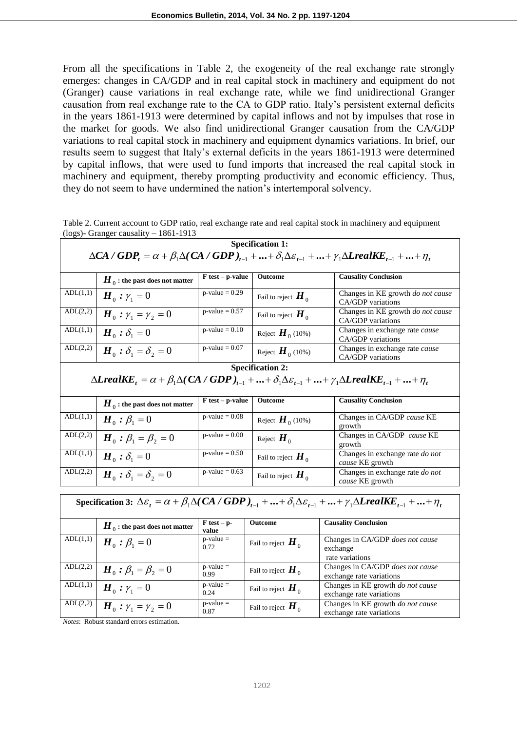From all the specifications in Table 2, the exogeneity of the real exchange rate strongly emerges: changes in CA/GDP and in real capital stock in machinery and equipment do not (Granger) cause variations in real exchange rate, while we find unidirectional Granger causation from real exchange rate to the CA to GDP ratio. Italy's persistent external deficits in the years 1861-1913 were determined by capital inflows and not by impulses that rose in the market for goods. We also find unidirectional Granger causation from the CA/GDP variations to real capital stock in machinery and equipment dynamics variations. In brief, our results seem to suggest that Italy's external deficits in the years 1861-1913 were determined by capital inflows, that were used to fund imports that increased the real capital stock in machinery and equipment, thereby prompting productivity and economic efficiency. Thus, they do not seem to have undermined the nation's intertemporal solvency.

Table 2. Current account to GDP ratio, real exchange rate and real capital stock in machinery and equipment (logs)- Granger causality – 1861-1913

**Specification 1:** $\Delta \boldsymbol{CA/GDP_t} = \alpha + \beta_1 \Delta \boldsymbol{(CA/GDP)_{t-1}} + \ldots + \delta_1 \Delta \varepsilon_{t-1} + \ldots + \gamma_1 \Delta \boldsymbol{LrealKE_{t-1}} + \ldots + \eta_t$

| | $H_0$ : the past does not matter | F test – p-value | Outcome | Causality Conclusion |
|---|---|---|---|---|
| ADL(1,1) | $H_0: \gamma_1 = 0$ | p-value = 0.29 | Fail to reject $H_0$ | Changes in KE growth *do not cause* CA/GDP variations |
| ADL(2,2) | $H_0: \gamma_1 = \gamma_2 = 0$ | p-value = 0.57 | Fail to reject $H_0$ | Changes in KE growth *do not cause* CA/GDP variations |
| ADL(1,1) | $H_0: \delta_1 = 0$ | p-value = 0.10 | Reject $H_0$ (10%) | Changes in exchange rate *cause* CA/GDP variations |
| ADL(2,2) | $H_0: \delta_1 = \delta_2 = 0$ | p-value = 0.07 | Reject $H_0$ (10%) | Changes in exchange rate *cause* CA/GDP variations |

**Specification 2:** $\Delta \boldsymbol{LrealKE_t} = \alpha + \beta_1 \Delta \boldsymbol{(CA/GDP)_{t-1}} + \ldots + \delta_1 \Delta \varepsilon_{t-1} + \ldots + \gamma_1 \Delta \boldsymbol{LrealKE_{t-1}} + \ldots + \eta_t$

| | $H_0$ : the past does not matter | F test – p-value | Outcome | Causality Conclusion |
|---|---|---|---|---|
| ADL(1,1) | $H_0: \beta_1 = 0$ | p-value = 0.08 | Reject $H_0$ (10%) | Changes in CA/GDP *cause* KE growth |
| ADL(2,2) | $H_0: \beta_1 = \beta_2 = 0$ | p-value = 0.00 | Reject $H_0$ | Changes in CA/GDP *cause* KE growth |
| ADL(1,1) | $H_0: \delta_1 = 0$ | p-value = 0.50 | Fail to reject $H_0$ | Changes in exchange rate *do not cause* KE growth |
| ADL(2,2) | $H_0: \delta_1 = \delta_2 = 0$ | p-value = 0.63 | Fail to reject $H_0$ | Changes in exchange rate *do not cause* KE growth |

**Specification 3:** $\Delta \varepsilon_t = \alpha + \beta_1 \Delta \boldsymbol{(CA/GDP)_{t-1}} + \ldots + \delta_1 \Delta \varepsilon_{t-1} + \ldots + \gamma_1 \Delta \boldsymbol{LrealKE_{t-1}} + \ldots + \eta_t$

| | $H_0$ : the past does not matter | F test – p-value | Outcome | Causality Conclusion |
|---|---|---|---|---|
| ADL(1,1) | $H_0: \beta_1 = 0$ | p-value = 0.72 | Fail to reject $H_0$ | Changes in CA/GDP *does not cause* exchange rate variations |
| ADL(2,2) | $H_0: \beta_1 = \beta_2 = 0$ | p-value = 0.99 | Fail to reject $H_0$ | Changes in CA/GDP *does not cause* exchange rate variations |
| ADL(1,1) | $H_0: \gamma_1 = 0$ | p-value = 0.24 | Fail to reject $H_0$ | Changes in KE growth *do not cause* exchange rate variations |
| ADL(2,2) | $H_0: \gamma_1 = \gamma_2 = 0$ | p-value = 0.87 | Fail to reject $H_0$ | Changes in KE growth *do not cause* exchange rate variations |

*Notes*: Robust standard errors estimation.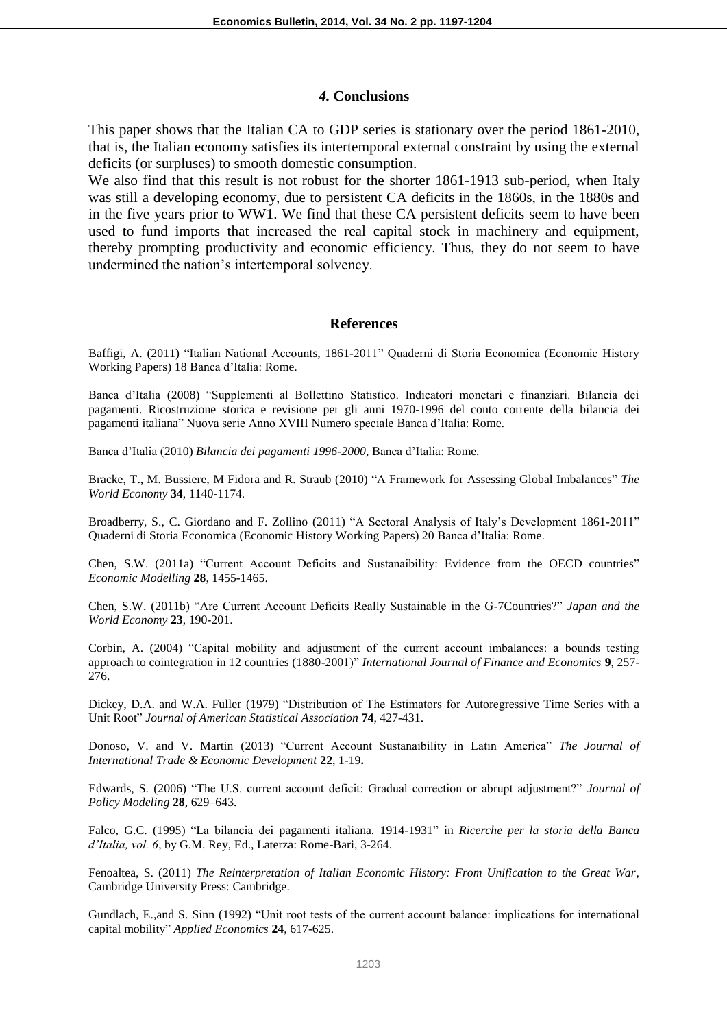## *4.* Conclusions

This paper shows that the Italian CA to GDP series is stationary over the period 1861-2010, that is, the Italian economy satisfies its intertemporal external constraint by using the external deficits (or surpluses) to smooth domestic consumption.

We also find that this result is not robust for the shorter 1861-1913 sub-period, when Italy was still a developing economy, due to persistent CA deficits in the 1860s, in the 1880s and in the five years prior to WW1. We find that these CA persistent deficits seem to have been used to fund imports that increased the real capital stock in machinery and equipment, thereby prompting productivity and economic efficiency. Thus, they do not seem to have undermined the nation's intertemporal solvency.

## References

Baffigi, A. (2011) "Italian National Accounts, 1861-2011" Quaderni di Storia Economica (Economic History Working Papers) 18 Banca d'Italia: Rome.

Banca d'Italia (2008) "Supplementi al Bollettino Statistico. Indicatori monetari e finanziari. Bilancia dei pagamenti. Ricostruzione storica e revisione per gli anni 1970-1996 del conto corrente della bilancia dei pagamenti italiana" Nuova serie Anno XVIII Numero speciale Banca d'Italia: Rome.

Banca d'Italia (2010) *Bilancia dei pagamenti 1996-2000*, Banca d'Italia: Rome.

Bracke, T., M. Bussiere, M Fidora and R. Straub (2010) "A Framework for Assessing Global Imbalances" *The World Economy* **34**, 1140-1174.

Broadberry, S., C. Giordano and F. Zollino (2011) "A Sectoral Analysis of Italy's Development 1861-2011" Quaderni di Storia Economica (Economic History Working Papers) 20 Banca d'Italia: Rome.

Chen, S.W. (2011a) "Current Account Deficits and Sustanaibility: Evidence from the OECD countries" *Economic Modelling* **28**, 1455-1465.

Chen, S.W. (2011b) "Are Current Account Deficits Really Sustainable in the G-7Countries?" *Japan and the World Economy* **23**, 190-201.

Corbin, A. (2004) "Capital mobility and adjustment of the current account imbalances: a bounds testing approach to cointegration in 12 countries (1880-2001)" *International Journal of Finance and Economics* **9**, 257-276.

Dickey, D.A. and W.A. Fuller (1979) "Distribution of The Estimators for Autoregressive Time Series with a Unit Root" *Journal of American Statistical Association* **74**, 427-431.

Donoso, V. and V. Martin (2013) "Current Account Sustanaibility in Latin America" *The Journal of International Trade & Economic Development* **22**, 1-19**.**

Edwards, S. (2006) "The U.S. current account deficit: Gradual correction or abrupt adjustment?" *Journal of Policy Modeling* **28**, 629–643.

Falco, G.C. (1995) "La bilancia dei pagamenti italiana. 1914-1931" in *Ricerche per la storia della Banca d'Italia, vol. 6*, by G.M. Rey, Ed., Laterza: Rome-Bari, 3-264.

Fenoaltea, S. (2011) *The Reinterpretation of Italian Economic History: From Unification to the Great War*, Cambridge University Press: Cambridge.

Gundlach, E.,and S. Sinn (1992) "Unit root tests of the current account balance: implications for international capital mobility" *Applied Economics* **24**, 617-625.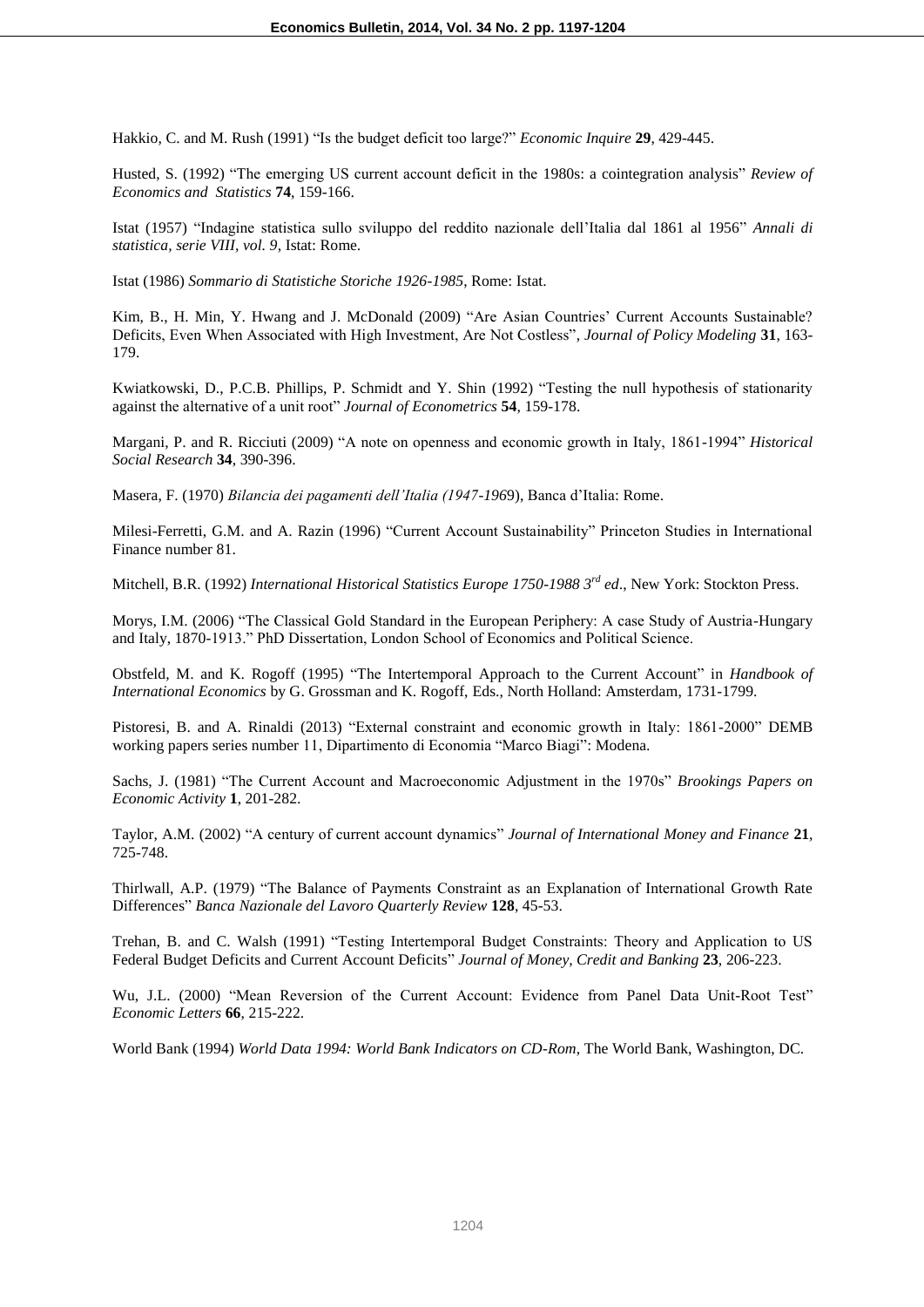Hakkio, C. and M. Rush (1991) "Is the budget deficit too large?" *Economic Inquire* **29**, 429-445.

Husted, S. (1992) "The emerging US current account deficit in the 1980s: a cointegration analysis" *Review of Economics and Statistics* **74**, 159-166.

Istat (1957) "Indagine statistica sullo sviluppo del reddito nazionale dell'Italia dal 1861 al 1956" *Annali di statistica, serie VIII, vol. 9*, Istat: Rome.

Istat (1986) *Sommario di Statistiche Storiche 1926-1985*, Rome: Istat.

Kim, B., H. Min, Y. Hwang and J. McDonald (2009) "Are Asian Countries' Current Accounts Sustainable? Deficits, Even When Associated with High Investment, Are Not Costless", *Journal of Policy Modeling* **31**, 163-179.

Kwiatkowski, D., P.C.B. Phillips, P. Schmidt and Y. Shin (1992) "Testing the null hypothesis of stationarity against the alternative of a unit root" *Journal of Econometrics* **54**, 159-178.

Margani, P. and R. Ricciuti (2009) "A note on openness and economic growth in Italy, 1861-1994" *Historical Social Research* **34**, 390-396.

Masera, F. (1970) *Bilancia dei pagamenti dell'Italia (1947-1969)*, Banca d'Italia: Rome.

Milesi-Ferretti, G.M. and A. Razin (1996) "Current Account Sustainability" Princeton Studies in International Finance number 81.

Mitchell, B.R. (1992) *International Historical Statistics Europe 1750-1988 3rd ed*., New York: Stockton Press.

Morys, I.M. (2006) "The Classical Gold Standard in the European Periphery: A case Study of Austria-Hungary and Italy, 1870-1913." PhD Dissertation, London School of Economics and Political Science.

Obstfeld, M. and K. Rogoff (1995) "The Intertemporal Approach to the Current Account" in *Handbook of International Economics* by G. Grossman and K. Rogoff, Eds., North Holland: Amsterdam, 1731-1799.

Pistoresi, B. and A. Rinaldi (2013) "External constraint and economic growth in Italy: 1861-2000" DEMB working papers series number 11, Dipartimento di Economia "Marco Biagi": Modena.

Sachs, J. (1981) "The Current Account and Macroeconomic Adjustment in the 1970s" *Brookings Papers on Economic Activity* **1**, 201-282.

Taylor, A.M. (2002) "A century of current account dynamics" *Journal of International Money and Finance* **21**, 725-748.

Thirlwall, A.P. (1979) "The Balance of Payments Constraint as an Explanation of International Growth Rate Differences" *Banca Nazionale del Lavoro Quarterly Review* **128**, 45-53.

Trehan, B. and C. Walsh (1991) "Testing Intertemporal Budget Constraints: Theory and Application to US Federal Budget Deficits and Current Account Deficits" *Journal of Money, Credit and Banking* **23**, 206-223.

Wu, J.L. (2000) "Mean Reversion of the Current Account: Evidence from Panel Data Unit-Root Test" *Economic Letters* **66**, 215-222.

World Bank (1994) *World Data 1994: World Bank Indicators on CD-Rom*, The World Bank, Washington, DC.